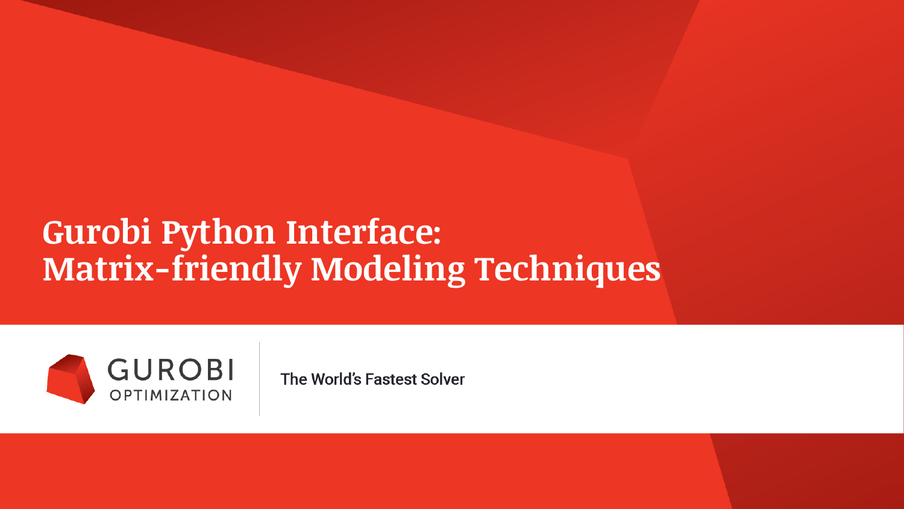# Gurobi Python Interface: Matrix-friendly Modeling Techniques

GUROBI OPTIMIZATION

The World's Fastest Solver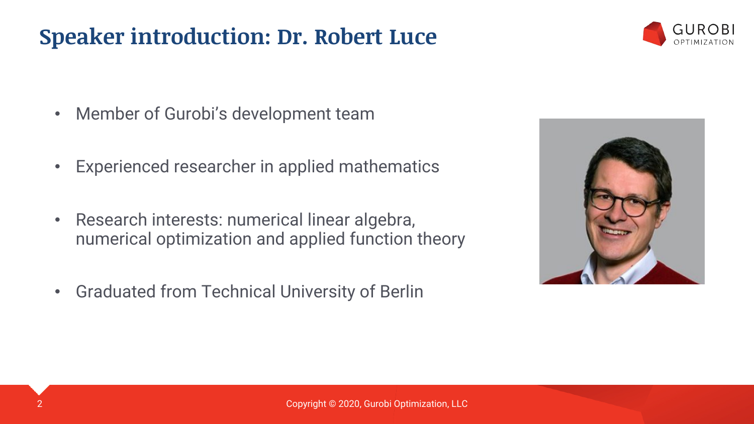# Speaker introduction: Dr. Robert Luce

- Member of Gurobi's development team
- Experienced researcher in applied mathematics
- Research interests: numerical linear algebra, numerical optimization and applied function theory
- Graduated from Technical University of Berlin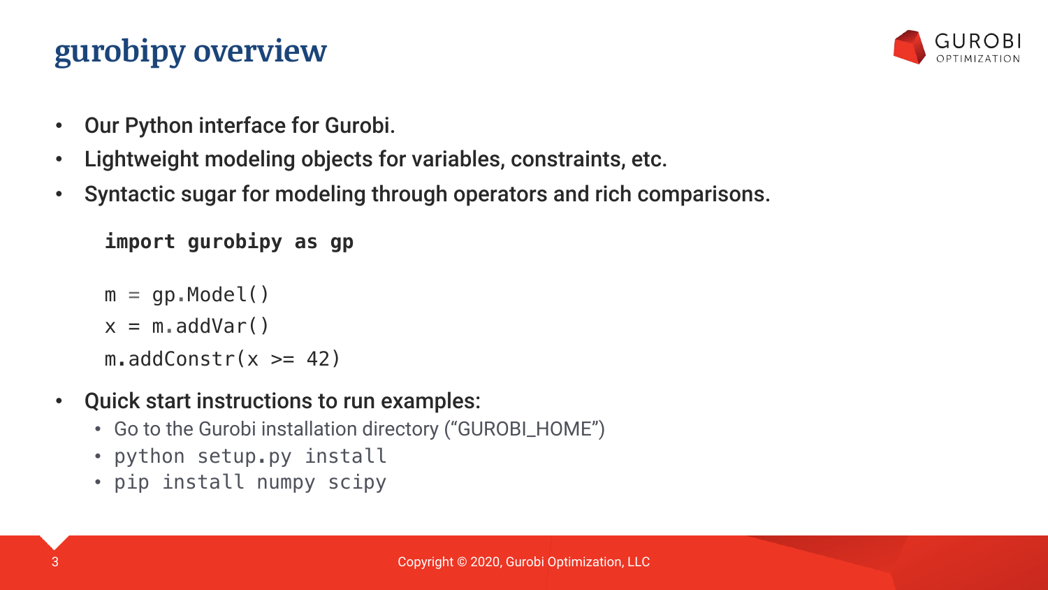# gurobipy overview

- Our Python interface for Gurobi.
- Lightweight modeling objects for variables, constraints, etc.
- Syntactic sugar for modeling through operators and rich comparisons.

```
import gurobipy as gp

m = gp.Model()
x = m.addVar()
m.addConstr(x >= 42)
```

- Quick start instructions to run examples:
  - Go to the Gurobi installation directory (“GUROBI_HOME”)
  - `python setup.py install`
  - `pip install numpy scipy`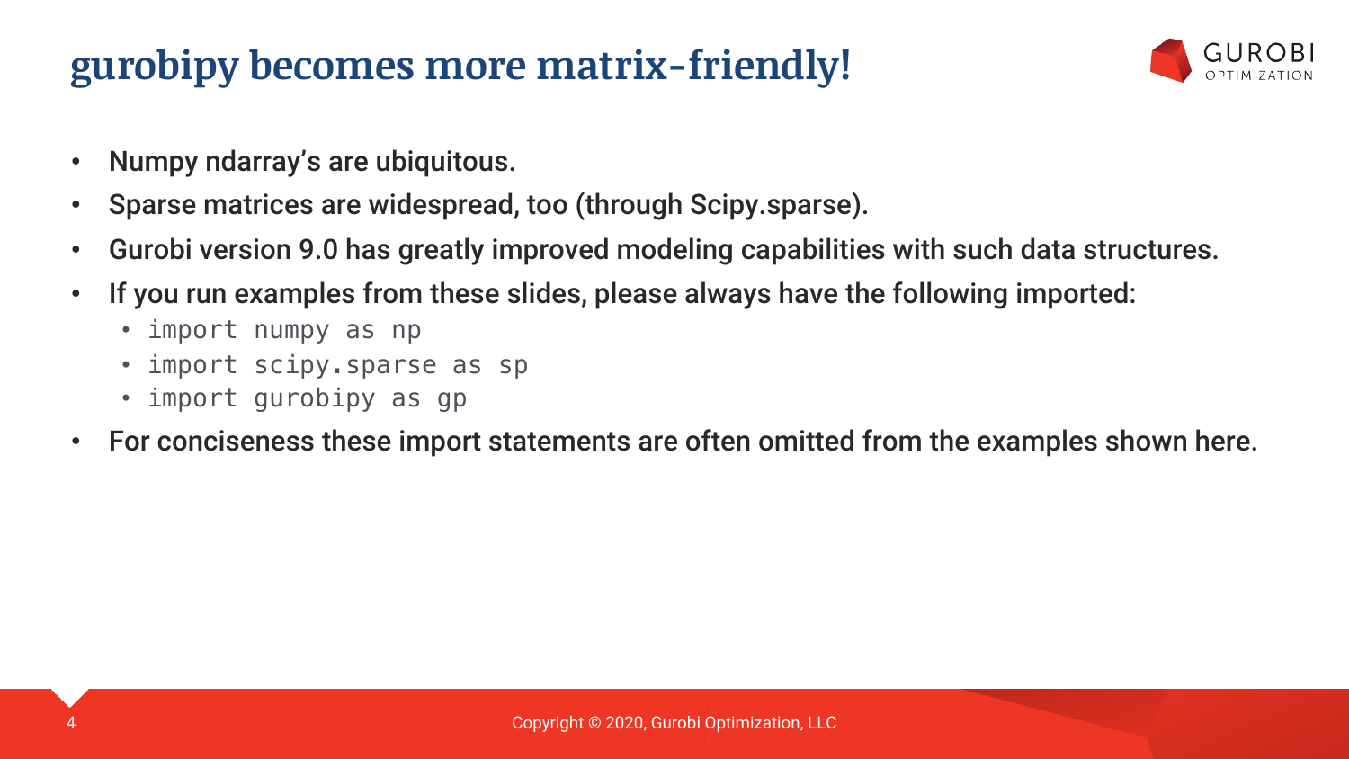# gurobipy becomes more matrix-friendly!

- Numpy ndarray's are ubiquitous.
- Sparse matrices are widespread, too (through Scipy.sparse).
- Gurobi version 9.0 has greatly improved modeling capabilities with such data structures.
- If you run examples from these slides, please always have the following imported:
  - `import numpy as np`
  - `import scipy.sparse as sp`
  - `import gurobipy as gp`
- For conciseness these import statements are often omitted from the examples shown here.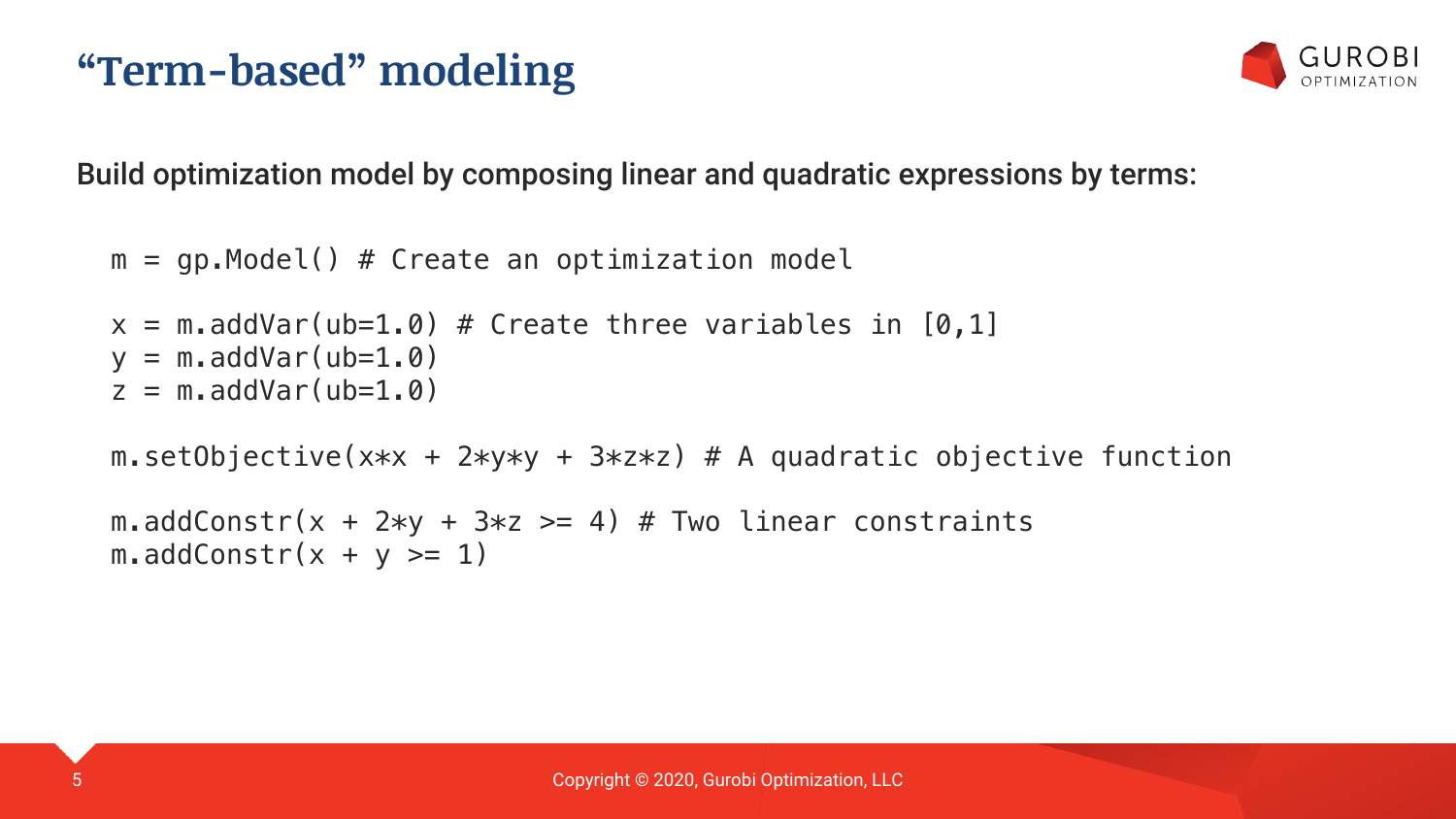# “Term-based” modeling

Build optimization model by composing linear and quadratic expressions by terms:

```
m = gp.Model() # Create an optimization model

x = m.addVar(ub=1.0) # Create three variables in [0,1]
y = m.addVar(ub=1.0)
z = m.addVar(ub=1.0)

m.setObjective(x*x + 2*y*y + 3*z*z) # A quadratic objective function

m.addConstr(x + 2*y + 3*z >= 4) # Two linear constraints
m.addConstr(x + y >= 1)
```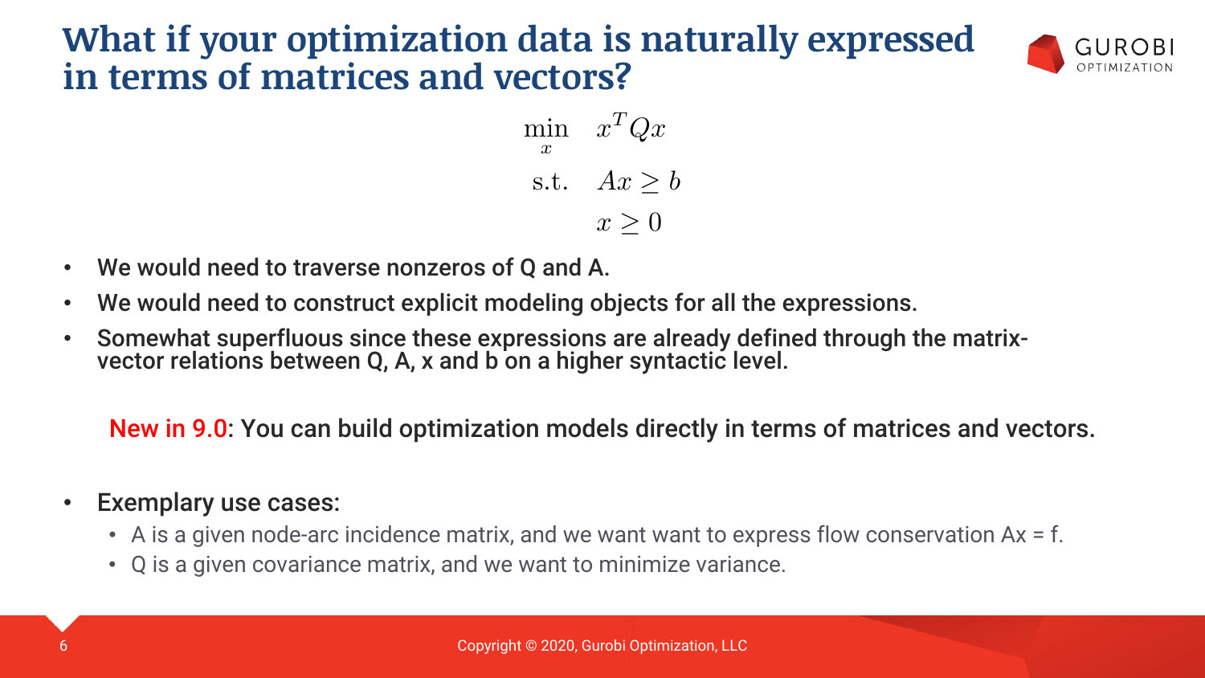# What if your optimization data is naturally expressed in terms of matrices and vectors?

$$
\begin{aligned}
\min_{x} \quad & x^T Q x \\
\text{s.t.} \quad & Ax \geq b \\
& x \geq 0
\end{aligned}
$$

- **We would need to traverse nonzeros of Q and A.**
- **We would need to construct explicit modeling objects for all the expressions.**
- **Somewhat superfluous since these expressions are already defined through the matrix-vector relations between Q, A, x and b on a higher syntactic level.**

New in 9.0: You can build optimization models directly in terms of matrices and vectors.

- Exemplary use cases:
  - A is a given node-arc incidence matrix, and we want want to express flow conservation Ax = f.
  - Q is a given covariance matrix, and we want to minimize variance.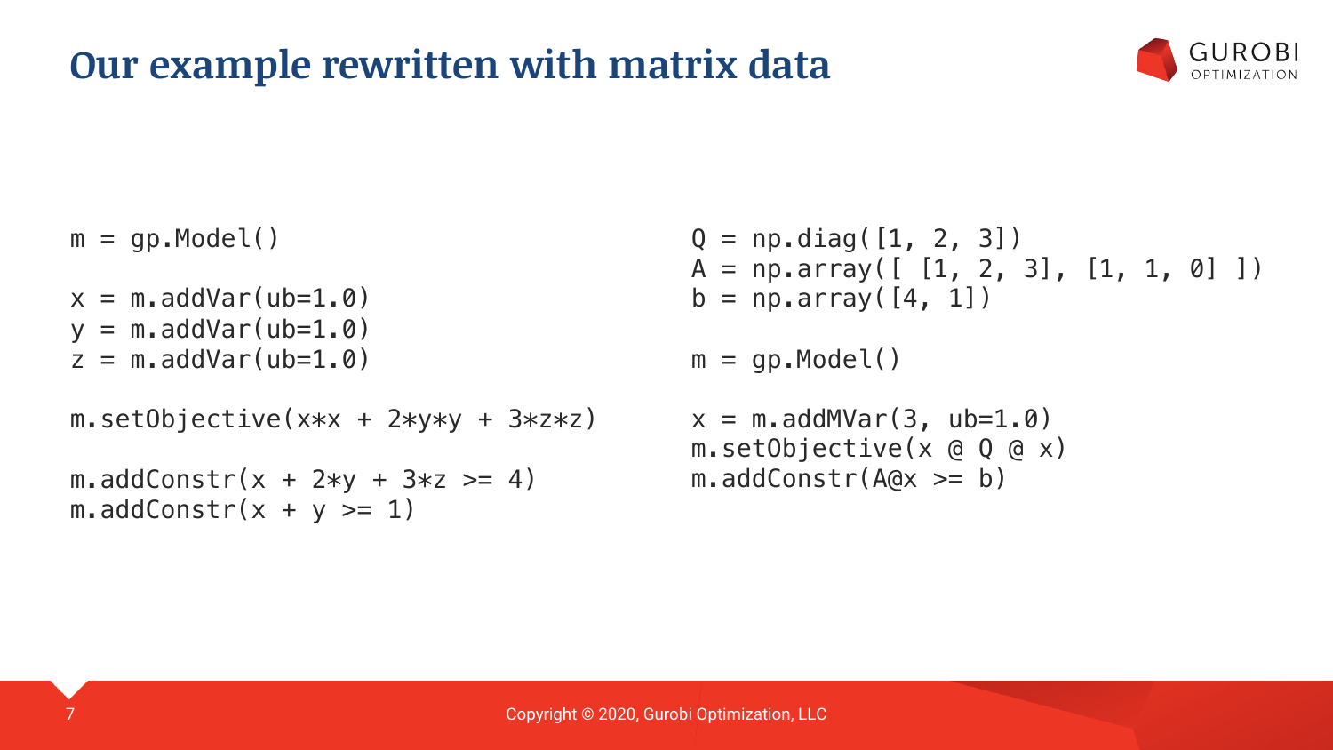# Our example rewritten with matrix data

```python
m = gp.Model()

x = m.addVar(ub=1.0)
y = m.addVar(ub=1.0)
z = m.addVar(ub=1.0)

m.setObjective(x*x + 2*y*y + 3*z*z)

m.addConstr(x + 2*y + 3*z >= 4)
m.addConstr(x + y >= 1)
```

```python
Q = np.diag([1, 2, 3])
A = np.array([ [1, 2, 3], [1, 1, 0] ])
b = np.array([4, 1])

m = gp.Model()

x = m.addMVar(3, ub=1.0)
m.setObjective(x @ Q @ x)
m.addConstr(A@x >= b)
```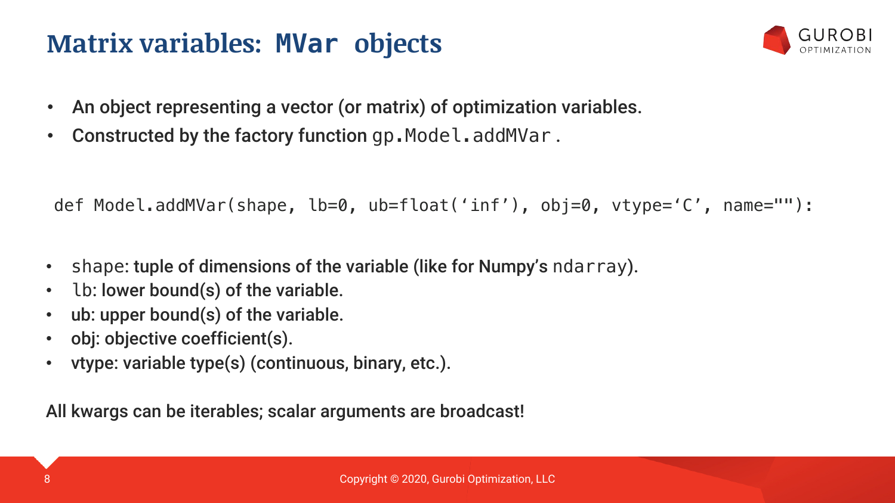# Matrix variables: `MVar` objects

- An object representing a vector (or matrix) of optimization variables.
- Constructed by the factory function `gp.Model.addMVar`.

```
def Model.addMVar(shape, lb=0, ub=float('inf'), obj=0, vtype='C', name=""):
```

- `shape`: tuple of dimensions of the variable (like for Numpy's `ndarray`).
- `lb`: lower bound(s) of the variable.
- ub: upper bound(s) of the variable.
- obj: objective coefficient(s).
- vtype: variable type(s) (continuous, binary, etc.).

All kwargs can be iterables; scalar arguments are broadcast!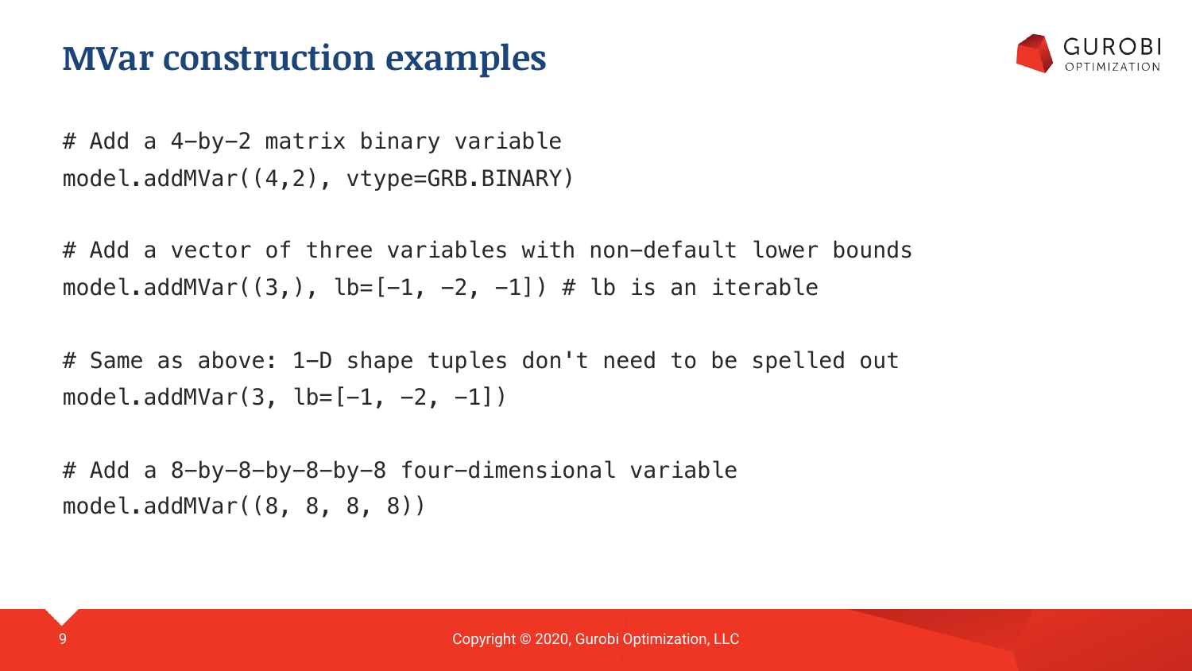# MVar construction examples

```
# Add a 4-by-2 matrix binary variable
model.addMVar((4,2), vtype=GRB.BINARY)

# Add a vector of three variables with non-default lower bounds
model.addMVar((3,), lb=[-1, -2, -1]) # lb is an iterable

# Same as above: 1-D shape tuples don't need to be spelled out
model.addMVar(3, lb=[-1, -2, -1])

# Add a 8-by-8-by-8-by-8 four-dimensional variable
model.addMVar((8, 8, 8, 8))
```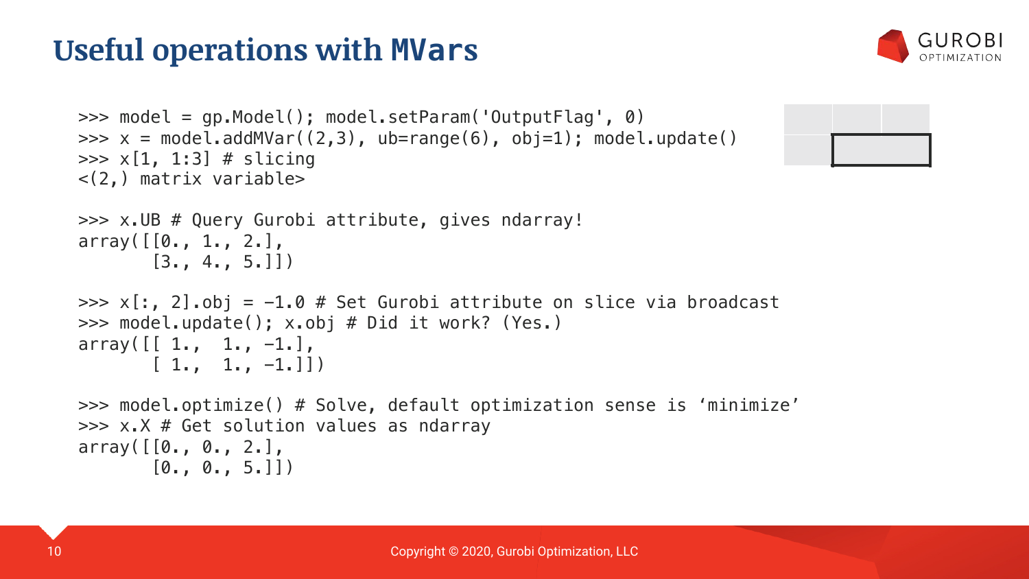# Useful operations with MVars

```
>>> model = gp.Model(); model.setParam('OutputFlag', 0)
>>> x = model.addMVar((2,3), ub=range(6), obj=1); model.update()
>>> x[1, 1:3] # slicing
<(2,) matrix variable>

>>> x.UB # Query Gurobi attribute, gives ndarray!
array([[0., 1., 2.],
       [3., 4., 5.]])

>>> x[:, 2].obj = -1.0 # Set Gurobi attribute on slice via broadcast
>>> model.update(); x.obj # Did it work? (Yes.)
array([[ 1.,  1., -1.],
       [ 1.,  1., -1.]])

>>> model.optimize() # Solve, default optimization sense is 'minimize'
>>> x.X # Get solution values as ndarray
array([[0., 0., 2.],
       [0., 0., 5.]])
```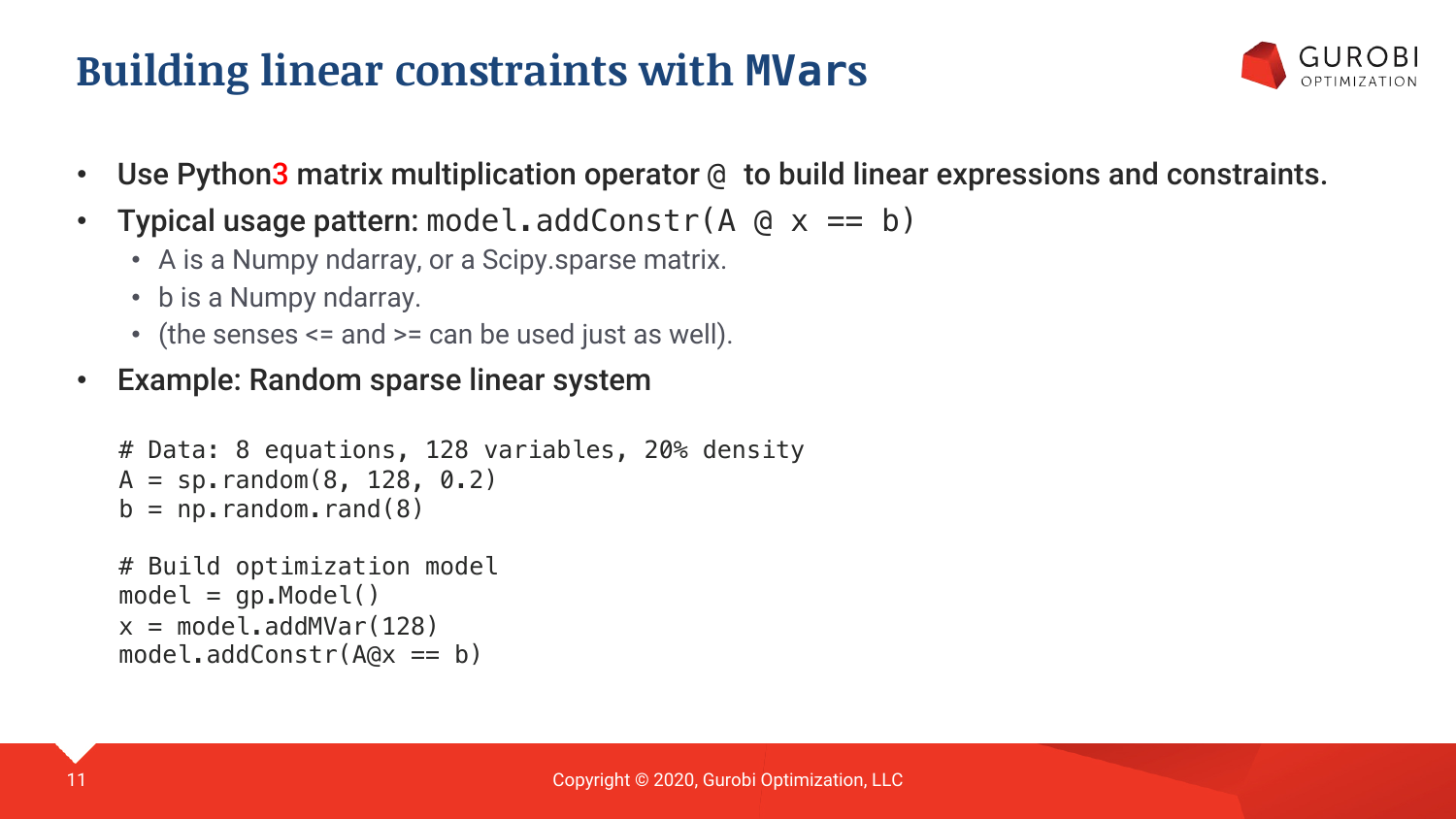# Building linear constraints with `MVars`

- **Use Python3 matrix multiplication operator `@` to build linear expressions and constraints.**
- **Typical usage pattern:** `model.addConstr(A @ x == b)`
  - A is a Numpy ndarray, or a Scipy.sparse matrix.
  - b is a Numpy ndarray.
  - (the senses <= and >= can be used just as well).
- **Example: Random sparse linear system**

```
# Data: 8 equations, 128 variables, 20% density
A = sp.random(8, 128, 0.2)
b = np.random.rand(8)

# Build optimization model
model = gp.Model()
x = model.addMVar(128)
model.addConstr(A@x == b)
```

Copyright © 2020, Gurobi Optimization, LLC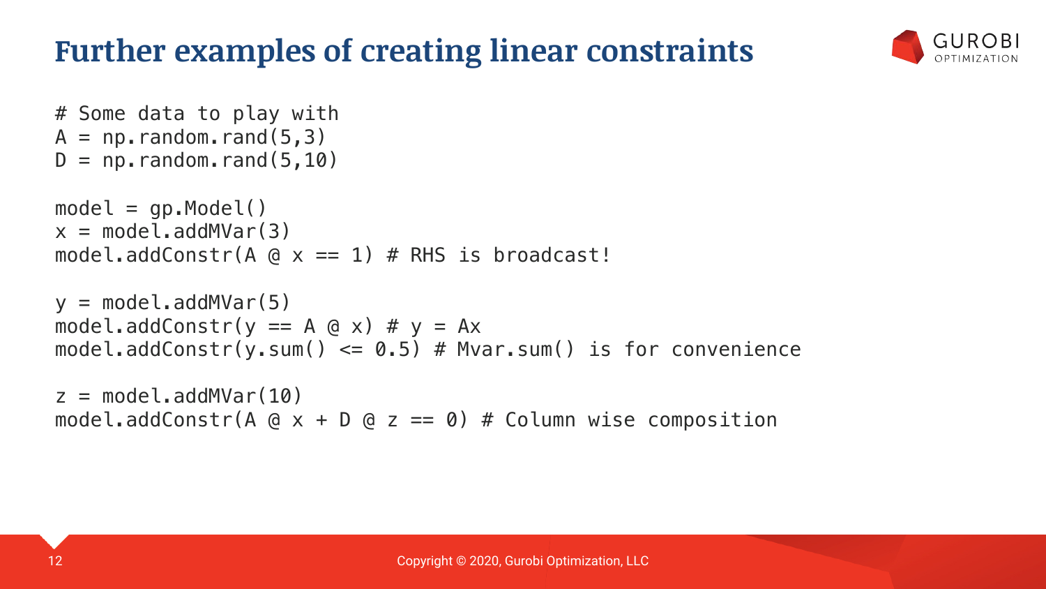# Further examples of creating linear constraints

```
# Some data to play with
A = np.random.rand(5,3)
D = np.random.rand(5,10)

model = gp.Model()
x = model.addMVar(3)
model.addConstr(A @ x == 1) # RHS is broadcast!

y = model.addMVar(5)
model.addConstr(y == A @ x) # y = Ax
model.addConstr(y.sum() <= 0.5) # Mvar.sum() is for convenience

z = model.addMVar(10)
model.addConstr(A @ x + D @ z == 0) # Column wise composition
```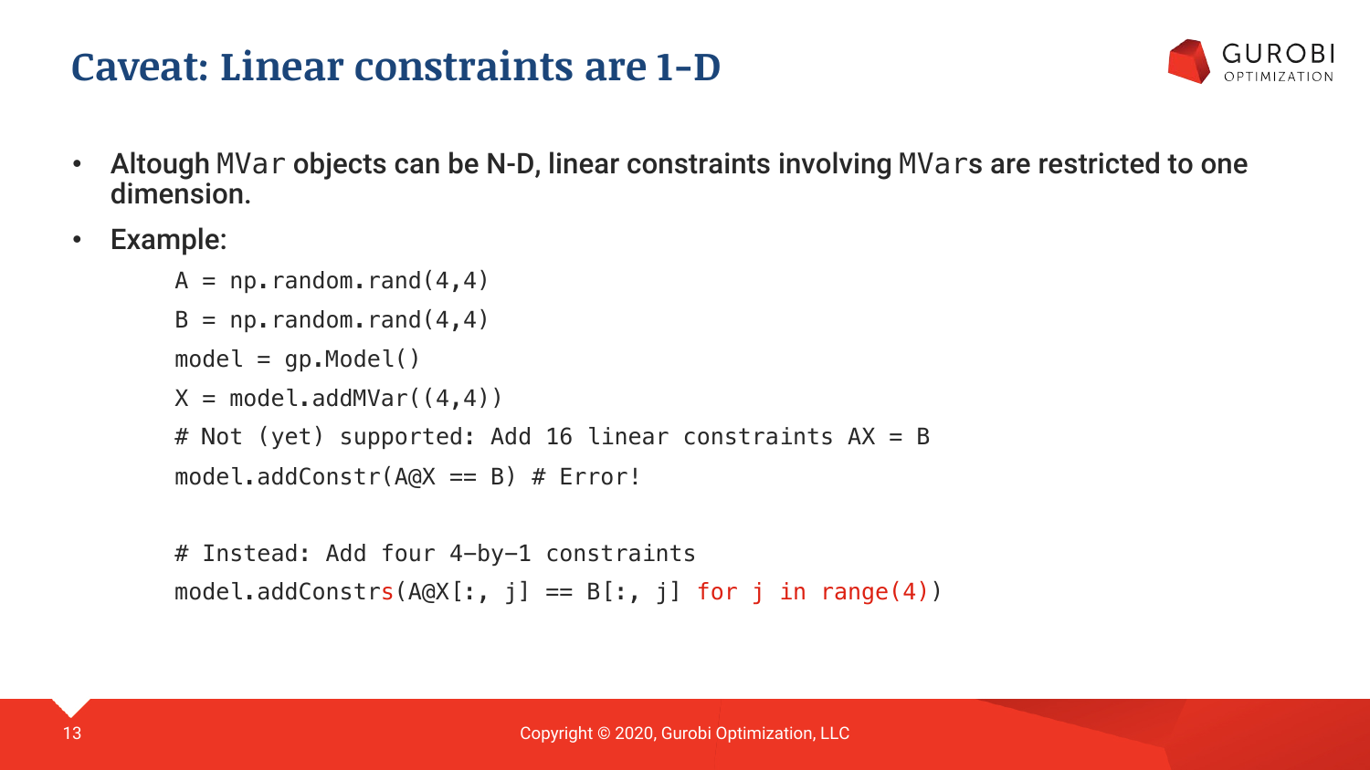# Caveat: Linear constraints are 1-D

- **Altough `MVar` objects can be N-D, linear constraints involving `MVars` are restricted to one dimension.**
- **Example:**

```
A = np.random.rand(4,4)
B = np.random.rand(4,4)
model = gp.Model()
X = model.addMVar((4,4))
# Not (yet) supported: Add 16 linear constraints AX = B
model.addConstr(A@X == B) # Error!

# Instead: Add four 4-by-1 constraints
model.addConstrs(A@X[:, j] == B[:, j] for j in range(4))
```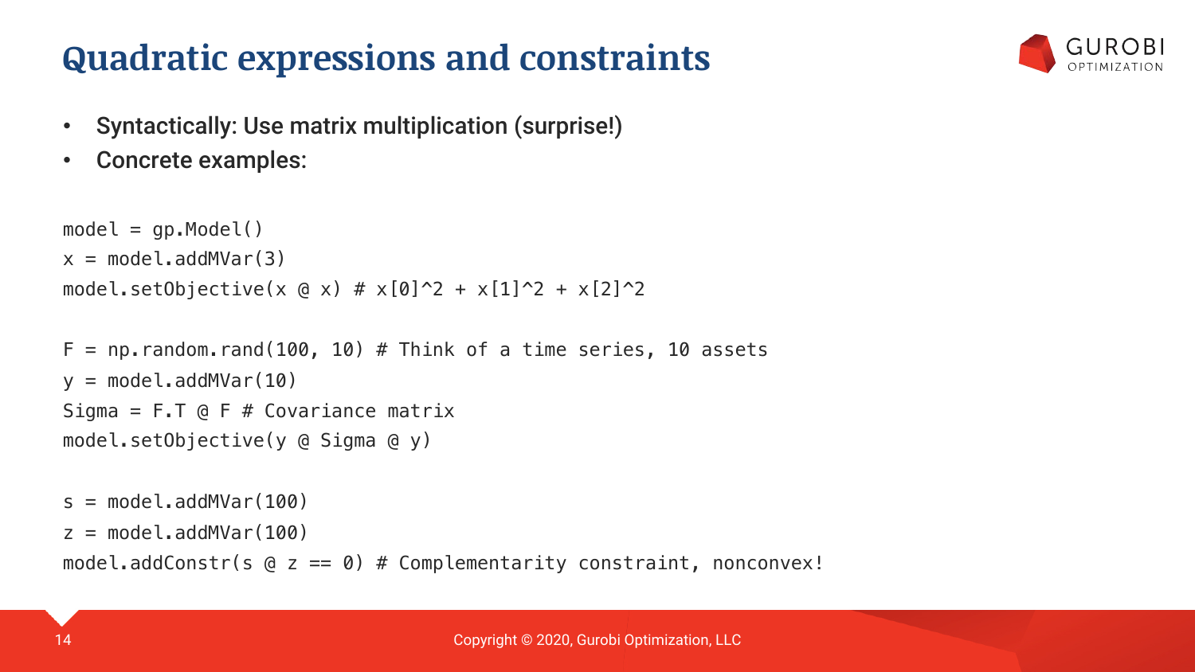# Quadratic expressions and constraints

- Syntactically: Use matrix multiplication (surprise!)
- Concrete examples:

```
model = gp.Model()
x = model.addMVar(3)
model.setObjective(x @ x) # x[0]^2 + x[1]^2 + x[2]^2

F = np.random.rand(100, 10) # Think of a time series, 10 assets
y = model.addMVar(10)
Sigma = F.T @ F # Covariance matrix
model.setObjective(y @ Sigma @ y)

s = model.addMVar(100)
z = model.addMVar(100)
model.addConstr(s @ z == 0) # Complementarity constraint, nonconvex!
```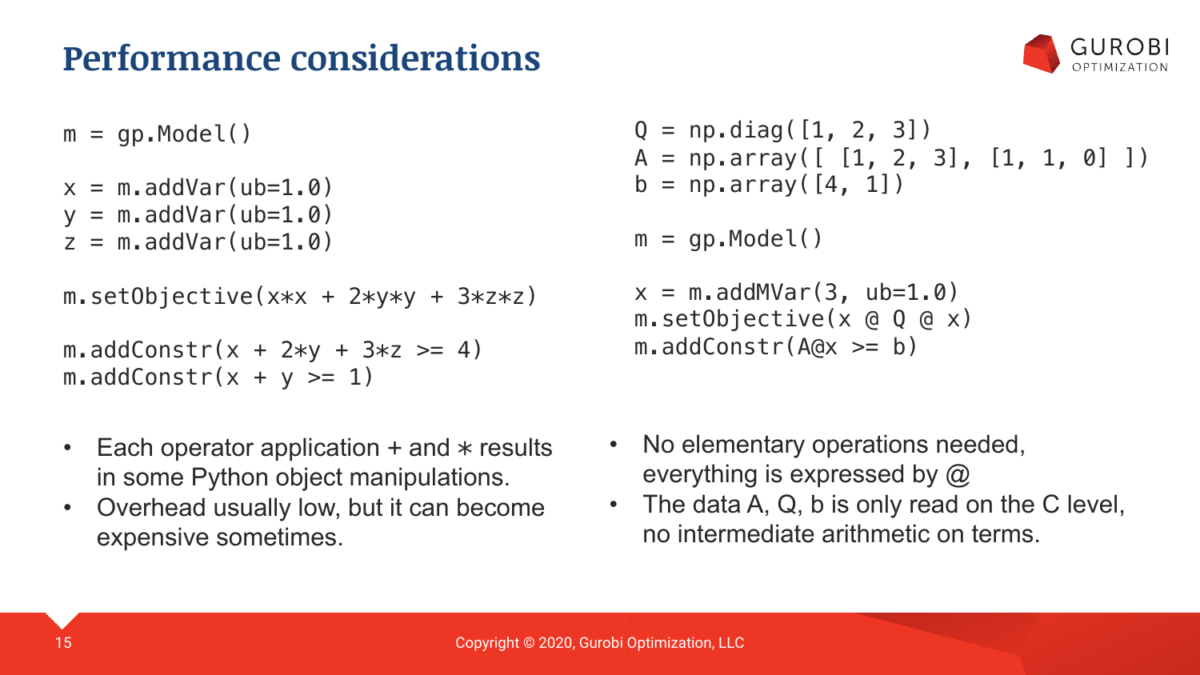# Performance considerations

```python
m = gp.Model()

x = m.addVar(ub=1.0)
y = m.addVar(ub=1.0)
z = m.addVar(ub=1.0)

m.setObjective(x*x + 2*y*y + 3*z*z)

m.addConstr(x + 2*y + 3*z >= 4)
m.addConstr(x + y >= 1)
```

- Each operator application + and * results in some Python object manipulations.
- Overhead usually low, but it can become expensive sometimes.

```python
Q = np.diag([1, 2, 3])
A = np.array([ [1, 2, 3], [1, 1, 0] ])
b = np.array([4, 1])

m = gp.Model()

x = m.addMVar(3, ub=1.0)
m.setObjective(x @ Q @ x)
m.addConstr(A@x >= b)
```

- No elementary operations needed, everything is expressed by @
- The data A, Q, b is only read on the C level, no intermediate arithmetic on terms.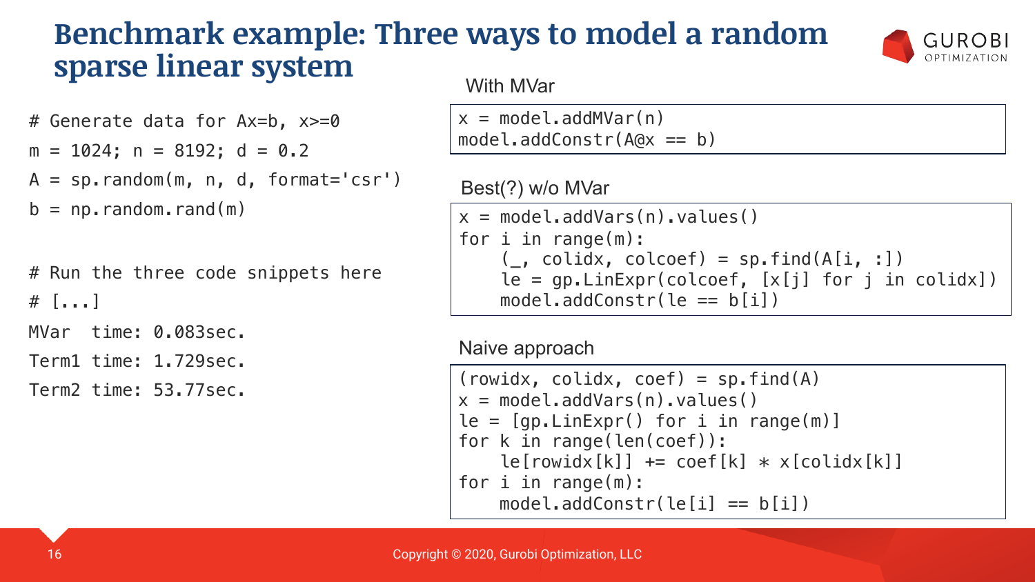# Benchmark example: Three ways to model a random sparse linear system

```
# Generate data for Ax=b, x>=0
m = 1024; n = 8192; d = 0.2
A = sp.random(m, n, d, format='csr')
b = np.random.rand(m)

# Run the three code snippets here
# [...]
MVar  time: 0.083sec.
Term1 time: 1.729sec.
Term2 time: 53.77sec.
```

With MVar

```
x = model.addMVar(n)
model.addConstr(A@x == b)
```

Best(?) w/o MVar

```
x = model.addVars(n).values()
for i in range(m):
    (_, colidx, colcoef) = sp.find(A[i, :])
    le = gp.LinExpr(colcoef, [x[j] for j in colidx])
    model.addConstr(le == b[i])
```

Naive approach

```
(rowidx, colidx, coef) = sp.find(A)
x = model.addVars(n).values()
le = [gp.LinExpr() for i in range(m)]
for k in range(len(coef)):
    le[rowidx[k]] += coef[k] * x[colidx[k]]
for i in range(m):
    model.addConstr(le[i] == b[i])
```

Copyright © 2020, Gurobi Optimization, LLC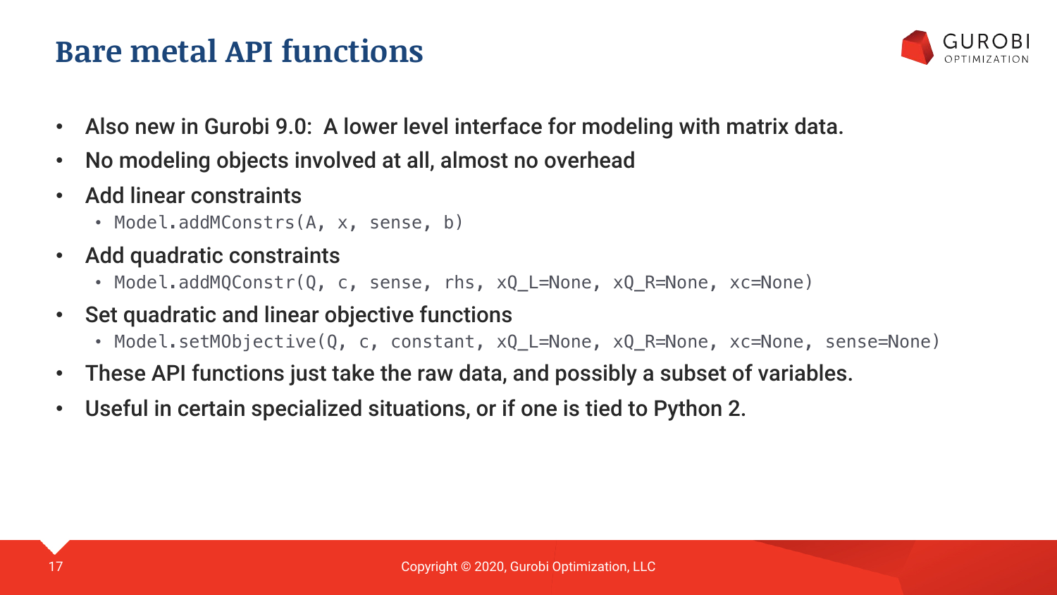# Bare metal API functions

- Also new in Gurobi 9.0: A lower level interface for modeling with matrix data.
- No modeling objects involved at all, almost no overhead
- Add linear constraints
  - `Model.addMConstrs(A, x, sense, b)`
- Add quadratic constraints
  - `Model.addMQConstr(Q, c, sense, rhs, xQ_L=None, xQ_R=None, xc=None)`
- Set quadratic and linear objective functions
  - `Model.setMObjective(Q, c, constant, xQ_L=None, xQ_R=None, xc=None, sense=None)`
- These API functions just take the raw data, and possibly a subset of variables.
- Useful in certain specialized situations, or if one is tied to Python 2.

Copyright © 2020, Gurobi Optimization, LLC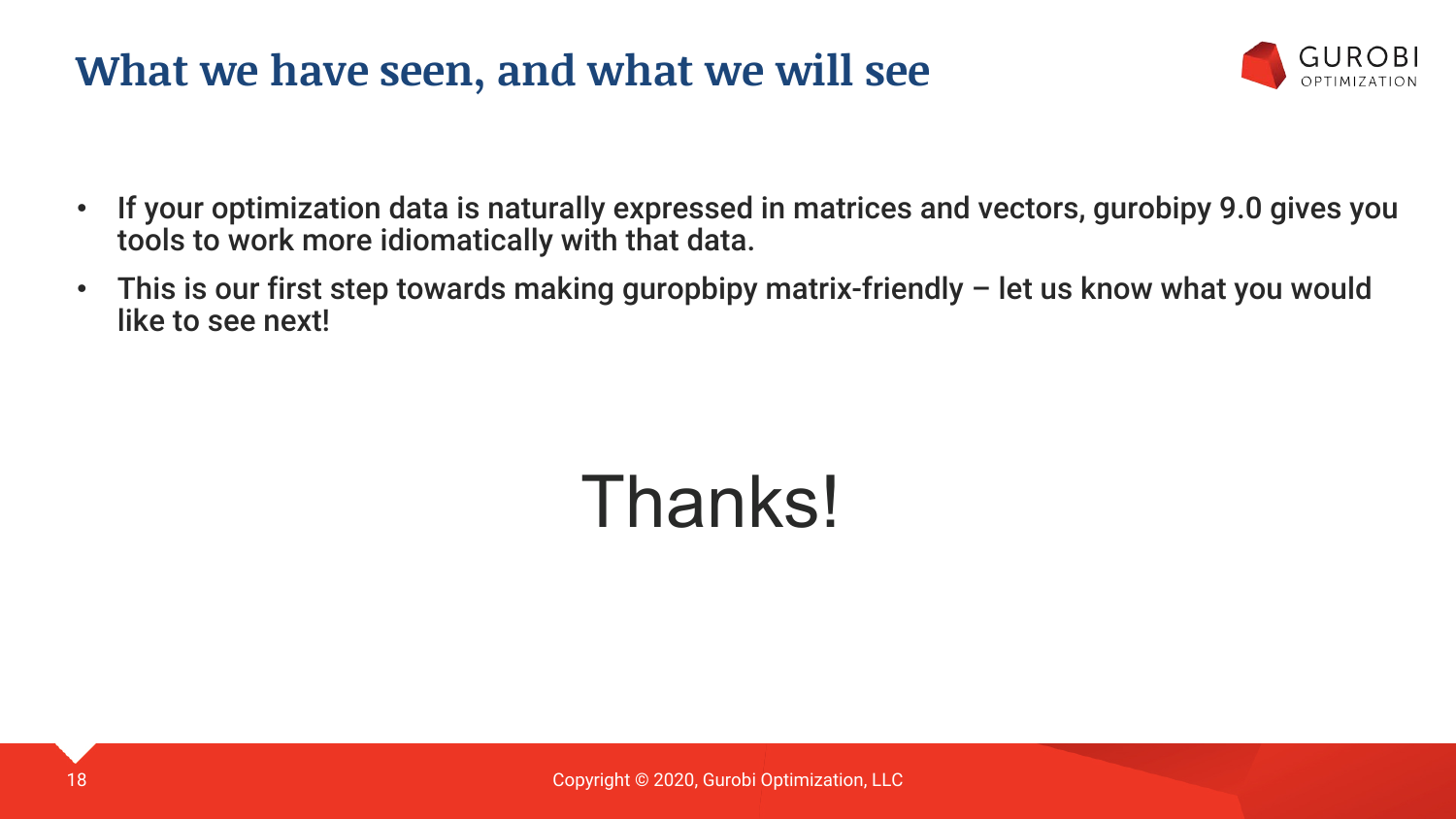# What we have seen, and what we will see

- If your optimization data is naturally expressed in matrices and vectors, gurobipy 9.0 gives you tools to work more idiomatically with that data.
- This is our first step towards making guropbipy matrix-friendly – let us know what you would like to see next!

Thanks!

Copyright © 2020, Gurobi Optimization, LLC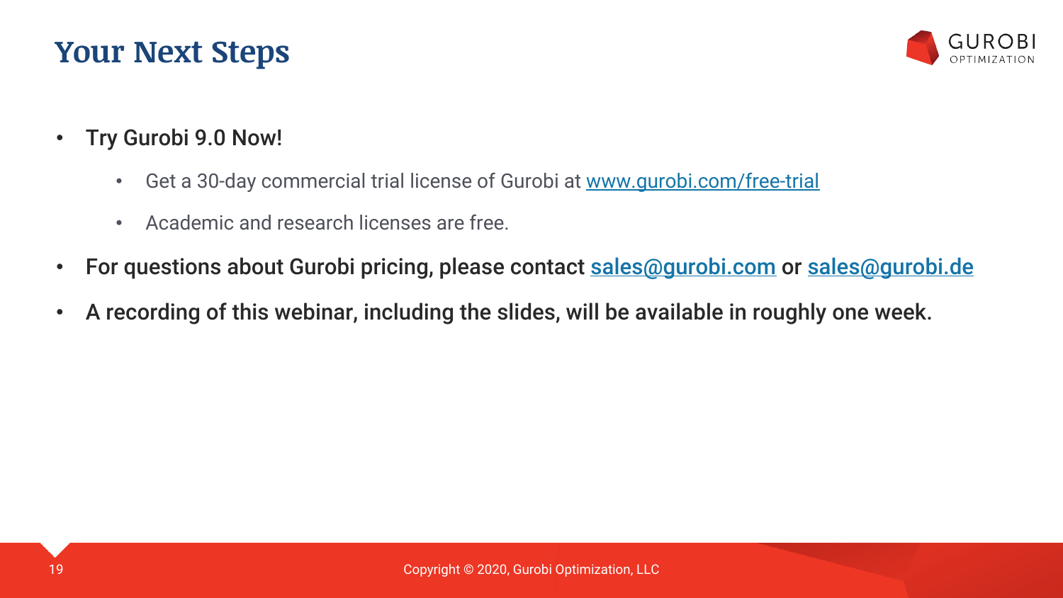# Your Next Steps

- Try Gurobi 9.0 Now!
  - Get a 30-day commercial trial license of Gurobi at www.gurobi.com/free-trial
  - Academic and research licenses are free.
- **For questions about Gurobi pricing, please contact sales@gurobi.com or sales@gurobi.de**
- **A recording of this webinar, including the slides, will be available in roughly one week.**